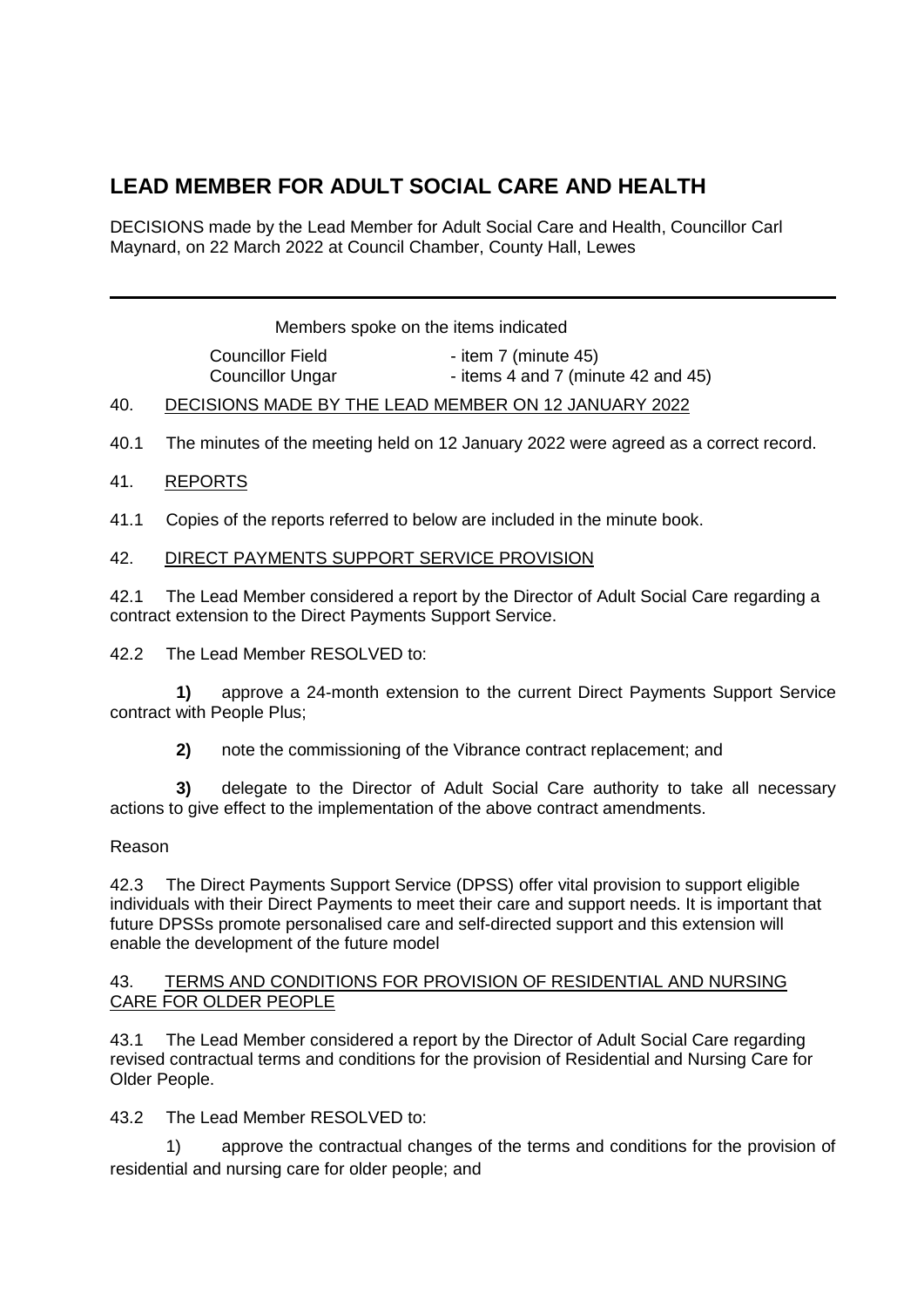# LEAD MEMBER FOR ADULT SOCIAL CARE AND HEALTH

DECISIONS made by the Lead Member for Adult Social Care and Health, Councillor Carl Maynard, on 22 March 2022 at Council Chamber, County Hall, Lewes

---

Members spoke on the items indicated

| | |
|---|---|
| Councillor Field | - item 7 (minute 45) |
| Councillor Ungar | - items 4 and 7 (minute 42 and 45) |

40. DECISIONS MADE BY THE LEAD MEMBER ON 12 JANUARY 2022

40.1 The minutes of the meeting held on 12 January 2022 were agreed as a correct record.

41. REPORTS

41.1 Copies of the reports referred to below are included in the minute book.

42. DIRECT PAYMENTS SUPPORT SERVICE PROVISION

42.1 The Lead Member considered a report by the Director of Adult Social Care regarding a contract extension to the Direct Payments Support Service.

42.2 The Lead Member RESOLVED to:

**1)** approve a 24-month extension to the current Direct Payments Support Service contract with People Plus;

**2)** note the commissioning of the Vibrance contract replacement; and

**3)** delegate to the Director of Adult Social Care authority to take all necessary actions to give effect to the implementation of the above contract amendments.

Reason

42.3 The Direct Payments Support Service (DPSS) offer vital provision to support eligible individuals with their Direct Payments to meet their care and support needs. It is important that future DPSSs promote personalised care and self-directed support and this extension will enable the development of the future model

43. TERMS AND CONDITIONS FOR PROVISION OF RESIDENTIAL AND NURSING CARE FOR OLDER PEOPLE

43.1 The Lead Member considered a report by the Director of Adult Social Care regarding revised contractual terms and conditions for the provision of Residential and Nursing Care for Older People.

43.2 The Lead Member RESOLVED to:

1) approve the contractual changes of the terms and conditions for the provision of residential and nursing care for older people; and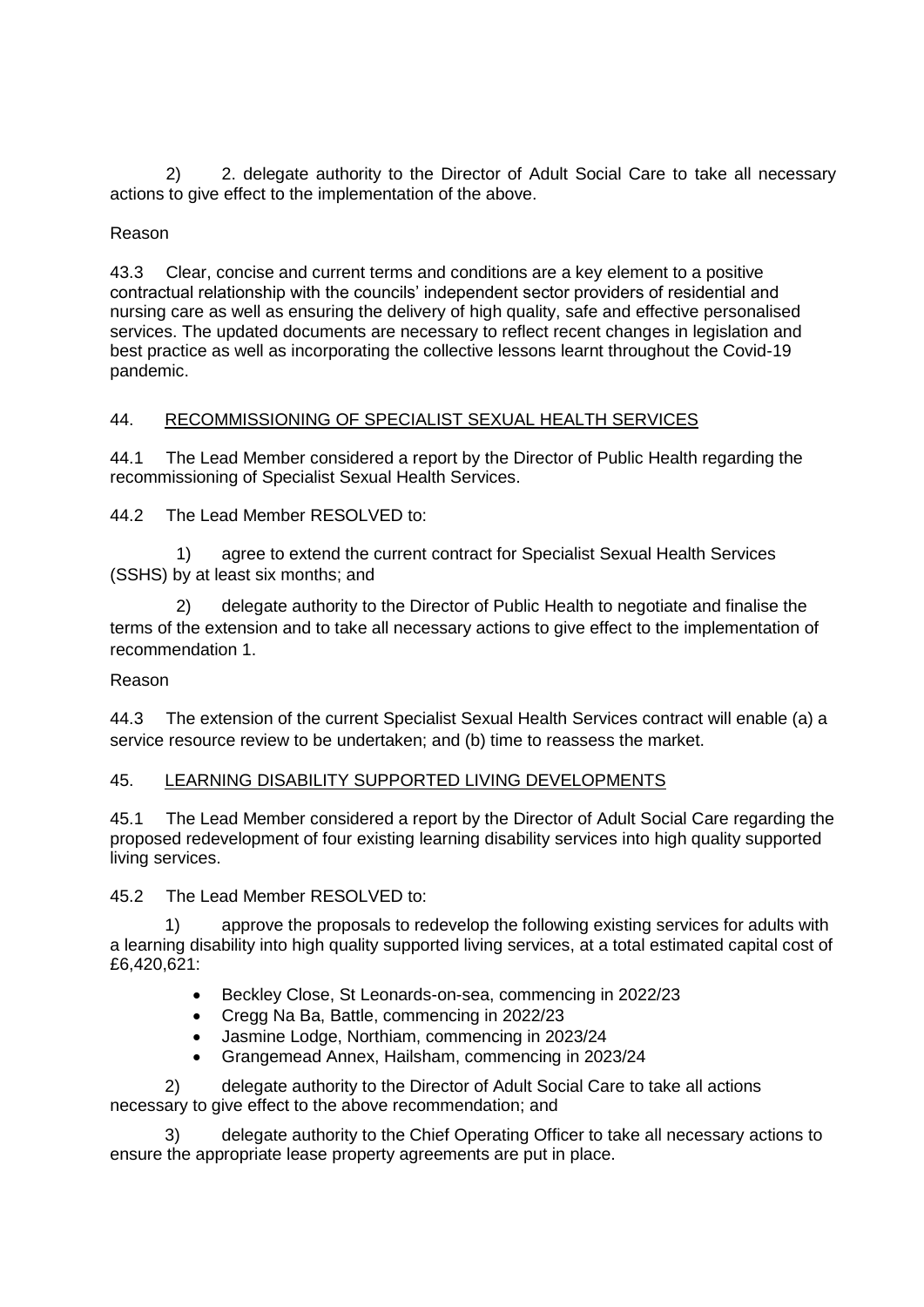2) 2. delegate authority to the Director of Adult Social Care to take all necessary actions to give effect to the implementation of the above.

Reason

43.3 Clear, concise and current terms and conditions are a key element to a positive contractual relationship with the councils' independent sector providers of residential and nursing care as well as ensuring the delivery of high quality, safe and effective personalised services. The updated documents are necessary to reflect recent changes in legislation and best practice as well as incorporating the collective lessons learnt throughout the Covid-19 pandemic.

## 44. RECOMMISSIONING OF SPECIALIST SEXUAL HEALTH SERVICES

44.1 The Lead Member considered a report by the Director of Public Health regarding the recommissioning of Specialist Sexual Health Services.

44.2 The Lead Member RESOLVED to:

1) agree to extend the current contract for Specialist Sexual Health Services (SSHS) by at least six months; and

2) delegate authority to the Director of Public Health to negotiate and finalise the terms of the extension and to take all necessary actions to give effect to the implementation of recommendation 1.

Reason

44.3 The extension of the current Specialist Sexual Health Services contract will enable (a) a service resource review to be undertaken; and (b) time to reassess the market.

## 45. LEARNING DISABILITY SUPPORTED LIVING DEVELOPMENTS

45.1 The Lead Member considered a report by the Director of Adult Social Care regarding the proposed redevelopment of four existing learning disability services into high quality supported living services.

45.2 The Lead Member RESOLVED to:

1) approve the proposals to redevelop the following existing services for adults with a learning disability into high quality supported living services, at a total estimated capital cost of £6,420,621:

- Beckley Close, St Leonards-on-sea, commencing in 2022/23
- Cregg Na Ba, Battle, commencing in 2022/23
- Jasmine Lodge, Northiam, commencing in 2023/24
- Grangemead Annex, Hailsham, commencing in 2023/24

2) delegate authority to the Director of Adult Social Care to take all actions necessary to give effect to the above recommendation; and

3) delegate authority to the Chief Operating Officer to take all necessary actions to ensure the appropriate lease property agreements are put in place.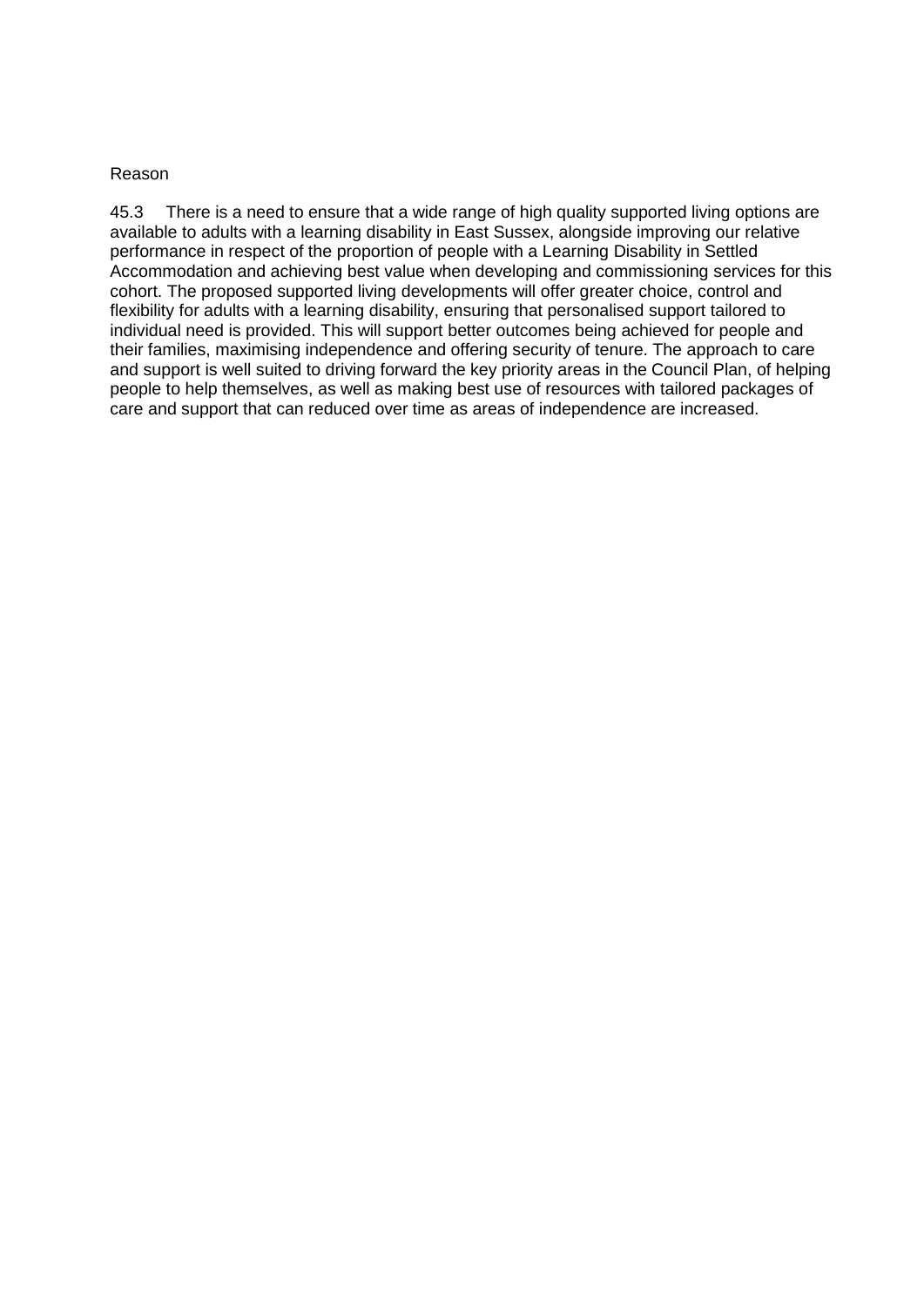Reason

45.3 There is a need to ensure that a wide range of high quality supported living options are available to adults with a learning disability in East Sussex, alongside improving our relative performance in respect of the proportion of people with a Learning Disability in Settled Accommodation and achieving best value when developing and commissioning services for this cohort. The proposed supported living developments will offer greater choice, control and flexibility for adults with a learning disability, ensuring that personalised support tailored to individual need is provided. This will support better outcomes being achieved for people and their families, maximising independence and offering security of tenure. The approach to care and support is well suited to driving forward the key priority areas in the Council Plan, of helping people to help themselves, as well as making best use of resources with tailored packages of care and support that can reduced over time as areas of independence are increased.